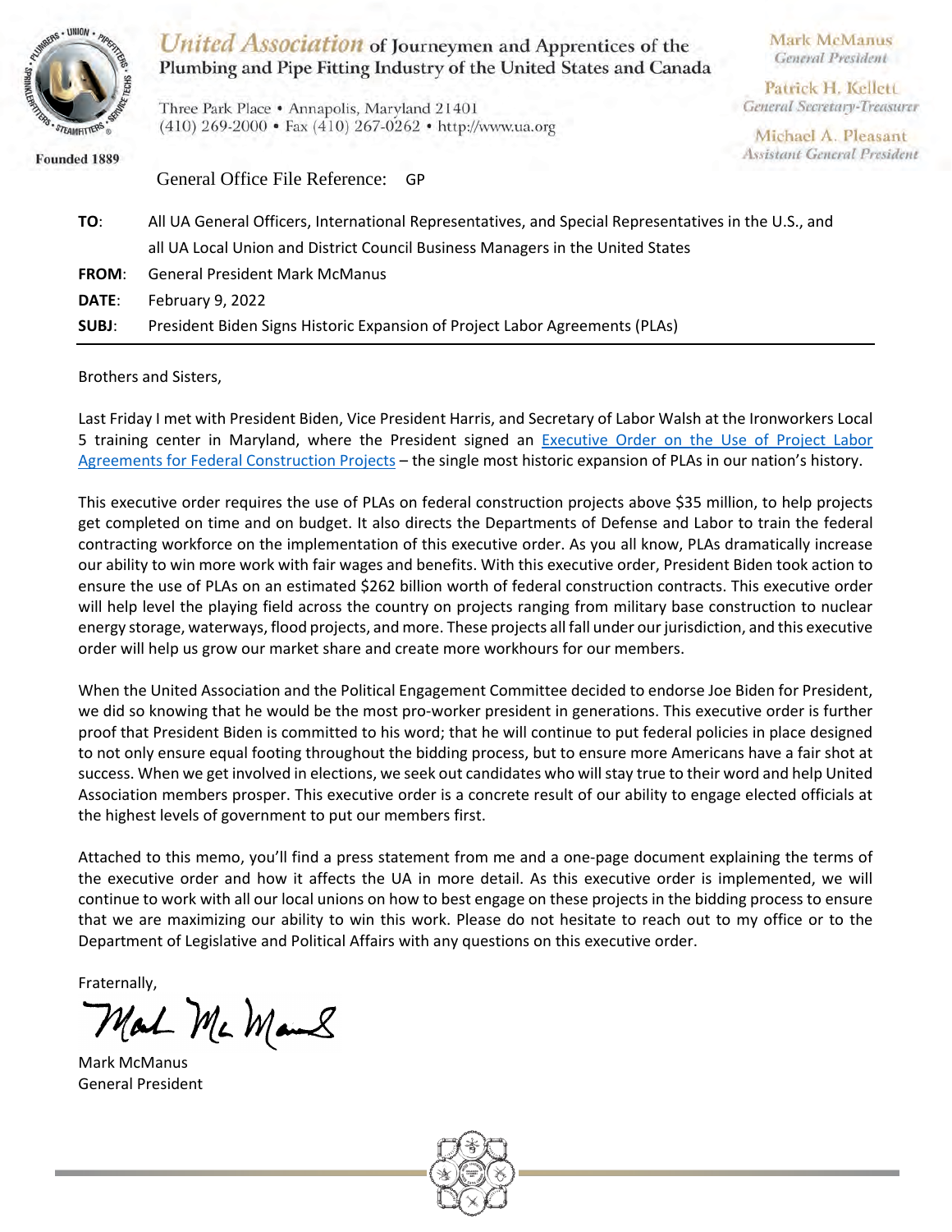**United Association** of Journeymen and Apprentices of the Plumbing and Pipe Fitting Industry of the United States and Canada

Three Park Place • Annapolis, Maryland 21401
(410) 269-2000 • Fax (410) 267-0262 • http://www.ua.org

Founded 1889

Mark McManus
*General President*

Patrick H. Kellett
*General Secretary-Treasurer*

Michael A. Pleasant
*Assistant General President*

General Office File Reference: GP

**TO**: All UA General Officers, International Representatives, and Special Representatives in the U.S., and all UA Local Union and District Council Business Managers in the United States

**FROM**: General President Mark McManus

**DATE**: February 9, 2022

**SUBJ**: President Biden Signs Historic Expansion of Project Labor Agreements (PLAs)

---

Brothers and Sisters,

Last Friday I met with President Biden, Vice President Harris, and Secretary of Labor Walsh at the Ironworkers Local 5 training center in Maryland, where the President signed an [Executive Order on the Use of Project Labor Agreements for Federal Construction Projects]() – the single most historic expansion of PLAs in our nation's history.

This executive order requires the use of PLAs on federal construction projects above $35 million, to help projects get completed on time and on budget. It also directs the Departments of Defense and Labor to train the federal contracting workforce on the implementation of this executive order. As you all know, PLAs dramatically increase our ability to win more work with fair wages and benefits. With this executive order, President Biden took action to ensure the use of PLAs on an estimated $262 billion worth of federal construction contracts. This executive order will help level the playing field across the country on projects ranging from military base construction to nuclear energy storage, waterways, flood projects, and more. These projects all fall under our jurisdiction, and this executive order will help us grow our market share and create more workhours for our members.

When the United Association and the Political Engagement Committee decided to endorse Joe Biden for President, we did so knowing that he would be the most pro-worker president in generations. This executive order is further proof that President Biden is committed to his word; that he will continue to put federal policies in place designed to not only ensure equal footing throughout the bidding process, but to ensure more Americans have a fair shot at success. When we get involved in elections, we seek out candidates who will stay true to their word and help United Association members prosper. This executive order is a concrete result of our ability to engage elected officials at the highest levels of government to put our members first.

Attached to this memo, you'll find a press statement from me and a one-page document explaining the terms of the executive order and how it affects the UA in more detail. As this executive order is implemented, we will continue to work with all our local unions on how to best engage on these projects in the bidding process to ensure that we are maximizing our ability to win this work. Please do not hesitate to reach out to my office or to the Department of Legislative and Political Affairs with any questions on this executive order.

Fraternally,

Mark McManus
General President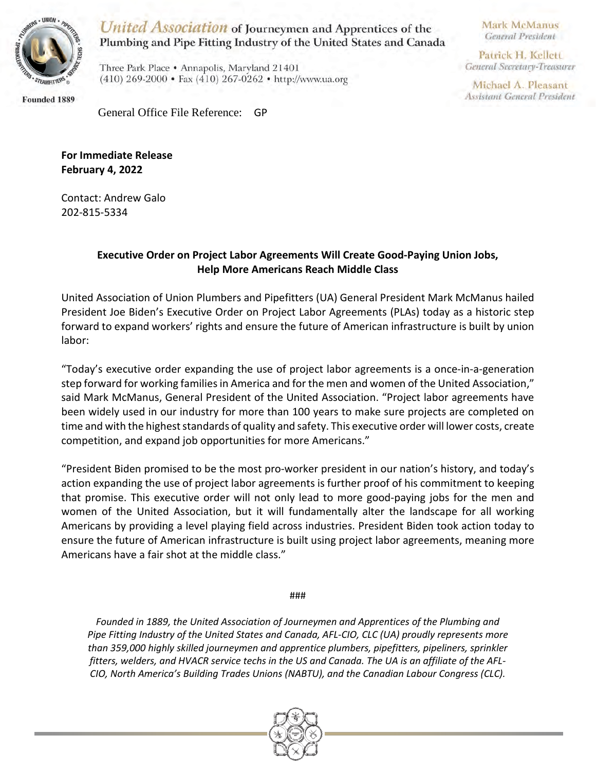**United Association** of Journeymen and Apprentices of the Plumbing and Pipe Fitting Industry of the United States and Canada

Three Park Place • Annapolis, Maryland 21401
(410) 269-2000 • Fax (410) 267-0262 • http://www.ua.org

Founded 1889

Mark McManus
*General President*

Patrick H. Kellett
*General Secretary-Treasurer*

Michael A. Pleasant
*Assistant General President*

General Office File Reference: GP

**For Immediate Release**
**February 4, 2022**

Contact: Andrew Galo
202-815-5334

**Executive Order on Project Labor Agreements Will Create Good-Paying Union Jobs, Help More Americans Reach Middle Class**

United Association of Union Plumbers and Pipefitters (UA) General President Mark McManus hailed President Joe Biden's Executive Order on Project Labor Agreements (PLAs) today as a historic step forward to expand workers' rights and ensure the future of American infrastructure is built by union labor:

"Today's executive order expanding the use of project labor agreements is a once-in-a-generation step forward for working families in America and for the men and women of the United Association," said Mark McManus, General President of the United Association. "Project labor agreements have been widely used in our industry for more than 100 years to make sure projects are completed on time and with the highest standards of quality and safety. This executive order will lower costs, create competition, and expand job opportunities for more Americans."

"President Biden promised to be the most pro-worker president in our nation's history, and today's action expanding the use of project labor agreements is further proof of his commitment to keeping that promise. This executive order will not only lead to more good-paying jobs for the men and women of the United Association, but it will fundamentally alter the landscape for all working Americans by providing a level playing field across industries. President Biden took action today to ensure the future of American infrastructure is built using project labor agreements, meaning more Americans have a fair shot at the middle class."

###

*Founded in 1889, the United Association of Journeymen and Apprentices of the Plumbing and Pipe Fitting Industry of the United States and Canada, AFL-CIO, CLC (UA) proudly represents more than 359,000 highly skilled journeymen and apprentice plumbers, pipefitters, pipeliners, sprinkler fitters, welders, and HVACR service techs in the US and Canada. The UA is an affiliate of the AFL-CIO, North America's Building Trades Unions (NABTU), and the Canadian Labour Congress (CLC).*